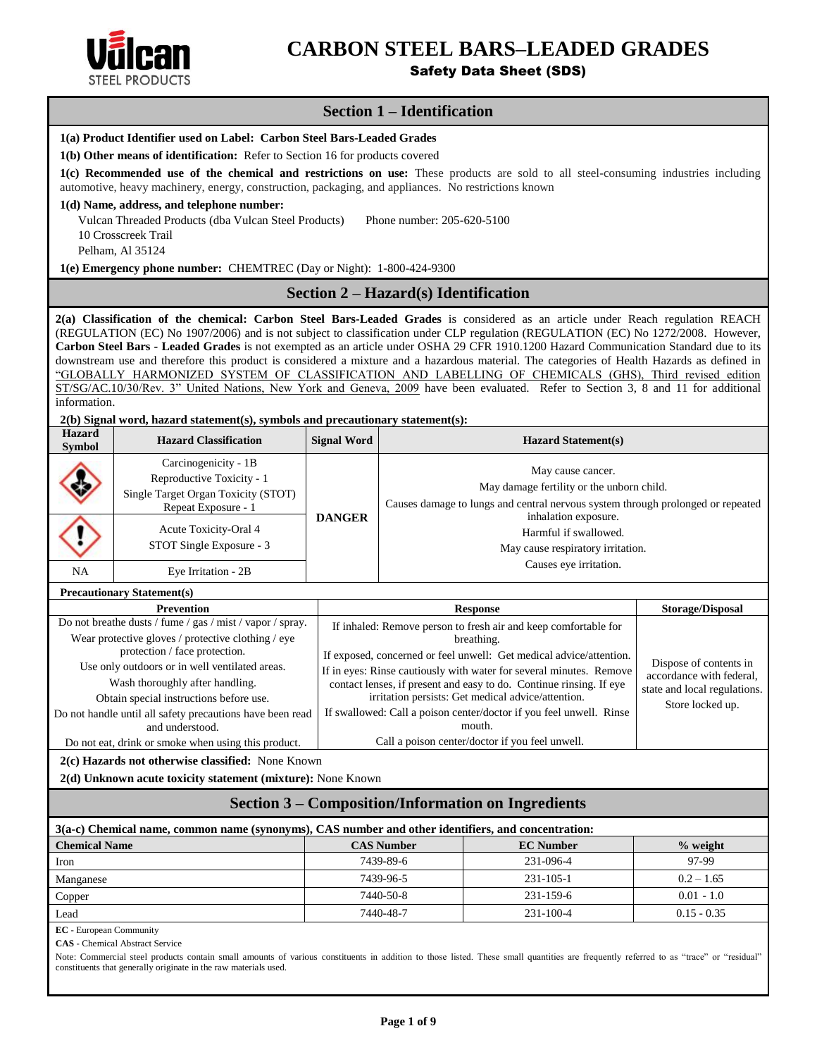# CARBON STEEL BARS–LEADED GRADES

**Safety Data Sheet (SDS)**

## Section 1 – Identification

**1(a) Product Identifier used on Label: Carbon Steel Bars-Leaded Grades**

**1(b) Other means of identification:** Refer to Section 16 for products covered

**1(c) Recommended use of the chemical and restrictions on use:** These products are sold to all steel-consuming industries including automotive, heavy machinery, energy, construction, packaging, and appliances. No restrictions known

**1(d) Name, address, and telephone number:**

Vulcan Threaded Products (dba Vulcan Steel Products) Phone number: 205-620-5100
10 Crosscreek Trail
Pelham, Al 35124

**1(e) Emergency phone number:** CHEMTREC (Day or Night): 1-800-424-9300

## Section 2 – Hazard(s) Identification

**2(a) Classification of the chemical: Carbon Steel Bars-Leaded Grades** is considered as an article under Reach regulation REACH (REGULATION (EC) No 1907/2006) and is not subject to classification under CLP regulation (REGULATION (EC) No 1272/2008. However, **Carbon Steel Bars - Leaded Grades** is not exempted as an article under OSHA 29 CFR 1910.1200 Hazard Communication Standard due to its downstream use and therefore this product is considered a mixture and a hazardous material. The categories of Health Hazards as defined in "GLOBALLY HARMONIZED SYSTEM OF CLASSIFICATION AND LABELLING OF CHEMICALS (GHS), Third revised edition ST/SG/AC.10/30/Rev. 3" United Nations, New York and Geneva, 2009 have been evaluated. Refer to Section 3, 8 and 11 for additional information.

**2(b) Signal word, hazard statement(s), symbols and precautionary statement(s):**

| Hazard Symbol | Hazard Classification | Signal Word | Hazard Statement(s) |
|---|---|---|---|
| | Carcinogenicity - 1B<br>Reproductive Toxicity - 1<br>Single Target Organ Toxicity (STOT) Repeat Exposure - 1 | DANGER | May cause cancer.<br>May damage fertility or the unborn child.<br>Causes damage to lungs and central nervous system through prolonged or repeated inhalation exposure.<br>Harmful if swallowed.<br>May cause respiratory irritation.<br>Causes eye irritation. |
| | Acute Toxicity-Oral 4<br>STOT Single Exposure - 3 | | |
| NA | Eye Irritation - 2B | | |

**Precautionary Statement(s)**

| Prevention | Response | Storage/Disposal |
|---|---|---|
| Do not breathe dusts / fume / gas / mist / vapor / spray.<br>Wear protective gloves / protective clothing / eye protection / face protection.<br>Use only outdoors or in well ventilated areas.<br>Wash thoroughly after handling.<br>Obtain special instructions before use.<br>Do not handle until all safety precautions have been read and understood.<br>Do not eat, drink or smoke when using this product. | If inhaled: Remove person to fresh air and keep comfortable for breathing.<br>If exposed, concerned or feel unwell: Get medical advice/attention.<br>If in eyes: Rinse cautiously with water for several minutes. Remove contact lenses, if present and easy to do. Continue rinsing. If eye irritation persists: Get medical advice/attention.<br>If swallowed: Call a poison center/doctor if you feel unwell. Rinse mouth.<br>Call a poison center/doctor if you feel unwell. | Dispose of contents in accordance with federal, state and local regulations.<br>Store locked up. |

**2(c) Hazards not otherwise classified:** None Known

**2(d) Unknown acute toxicity statement (mixture):** None Known

## Section 3 – Composition/Information on Ingredients

**3(a-c) Chemical name, common name (synonyms), CAS number and other identifiers, and concentration:**

| Chemical Name | CAS Number | EC Number | % weight |
|---|---|---|---|
| Iron | 7439-89-6 | 231-096-4 | 97-99 |
| Manganese | 7439-96-5 | 231-105-1 | 0.2 – 1.65 |
| Copper | 7440-50-8 | 231-159-6 | 0.01 - 1.0 |
| Lead | 7440-48-7 | 231-100-4 | 0.15 - 0.35 |

**EC** - European Community

**CAS** - Chemical Abstract Service

Note: Commercial steel products contain small amounts of various constituents in addition to those listed. These small quantities are frequently referred to as "trace" or "residual" constituents that generally originate in the raw materials used.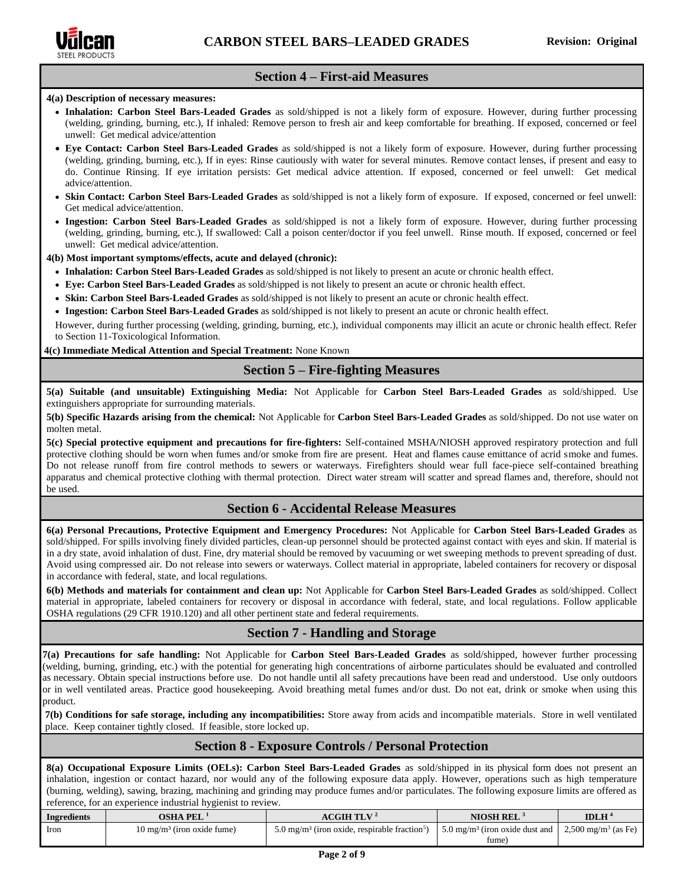## Section 4 – First-aid Measures

**4(a) Description of necessary measures:**

- **Inhalation: Carbon Steel Bars-Leaded Grades** as sold/shipped is not a likely form of exposure. However, during further processing (welding, grinding, burning, etc.), If inhaled: Remove person to fresh air and keep comfortable for breathing. If exposed, concerned or feel unwell: Get medical advice/attention
- **Eye Contact: Carbon Steel Bars-Leaded Grades** as sold/shipped is not a likely form of exposure. However, during further processing (welding, grinding, burning, etc.), If in eyes: Rinse cautiously with water for several minutes. Remove contact lenses, if present and easy to do. Continue Rinsing. If eye irritation persists: Get medical advice attention. If exposed, concerned or feel unwell: Get medical advice/attention.
- **Skin Contact: Carbon Steel Bars-Leaded Grades** as sold/shipped is not a likely form of exposure. If exposed, concerned or feel unwell: Get medical advice/attention.
- **Ingestion: Carbon Steel Bars-Leaded Grades** as sold/shipped is not a likely form of exposure. However, during further processing (welding, grinding, burning, etc.), If swallowed: Call a poison center/doctor if you feel unwell. Rinse mouth. If exposed, concerned or feel unwell: Get medical advice/attention.

**4(b) Most important symptoms/effects, acute and delayed (chronic):**

- **Inhalation: Carbon Steel Bars-Leaded Grades** as sold/shipped is not likely to present an acute or chronic health effect.
- **Eye: Carbon Steel Bars-Leaded Grades** as sold/shipped is not likely to present an acute or chronic health effect.
- **Skin: Carbon Steel Bars-Leaded Grades** as sold/shipped is not likely to present an acute or chronic health effect.
- **Ingestion: Carbon Steel Bars-Leaded Grades** as sold/shipped is not likely to present an acute or chronic health effect.

However, during further processing (welding, grinding, burning, etc.), individual components may illicit an acute or chronic health effect. Refer to Section 11-Toxicological Information.

**4(c) Immediate Medical Attention and Special Treatment:** None Known

## Section 5 – Fire-fighting Measures

**5(a) Suitable (and unsuitable) Extinguishing Media:** Not Applicable for **Carbon Steel Bars-Leaded Grades** as sold/shipped. Use extinguishers appropriate for surrounding materials.

**5(b) Specific Hazards arising from the chemical:** Not Applicable for **Carbon Steel Bars-Leaded Grades** as sold/shipped. Do not use water on molten metal.

**5(c) Special protective equipment and precautions for fire-fighters:** Self-contained MSHA/NIOSH approved respiratory protection and full protective clothing should be worn when fumes and/or smoke from fire are present. Heat and flames cause emittance of acrid smoke and fumes. Do not release runoff from fire control methods to sewers or waterways. Firefighters should wear full face-piece self-contained breathing apparatus and chemical protective clothing with thermal protection. Direct water stream will scatter and spread flames and, therefore, should not be used.

## Section 6 - Accidental Release Measures

**6(a) Personal Precautions, Protective Equipment and Emergency Procedures:** Not Applicable for **Carbon Steel Bars-Leaded Grades** as sold/shipped. For spills involving finely divided particles, clean-up personnel should be protected against contact with eyes and skin. If material is in a dry state, avoid inhalation of dust. Fine, dry material should be removed by vacuuming or wet sweeping methods to prevent spreading of dust. Avoid using compressed air. Do not release into sewers or waterways. Collect material in appropriate, labeled containers for recovery or disposal in accordance with federal, state, and local regulations.

**6(b) Methods and materials for containment and clean up:** Not Applicable for **Carbon Steel Bars-Leaded Grades** as sold/shipped. Collect material in appropriate, labeled containers for recovery or disposal in accordance with federal, state, and local regulations. Follow applicable OSHA regulations (29 CFR 1910.120) and all other pertinent state and federal requirements.

## Section 7 - Handling and Storage

**7(a) Precautions for safe handling:** Not Applicable for **Carbon Steel Bars-Leaded Grades** as sold/shipped, however further processing (welding, burning, grinding, etc.) with the potential for generating high concentrations of airborne particulates should be evaluated and controlled as necessary. Obtain special instructions before use. Do not handle until all safety precautions have been read and understood. Use only outdoors or in well ventilated areas. Practice good housekeeping. Avoid breathing metal fumes and/or dust. Do not eat, drink or smoke when using this product.

**7(b) Conditions for safe storage, including any incompatibilities:** Store away from acids and incompatible materials. Store in well ventilated place. Keep container tightly closed. If feasible, store locked up.

## Section 8 - Exposure Controls / Personal Protection

**8(a) Occupational Exposure Limits (OELs): Carbon Steel Bars-Leaded Grades** as sold/shipped in its physical form does not present an inhalation, ingestion or contact hazard, nor would any of the following exposure data apply. However, operations such as high temperature (burning, welding), sawing, brazing, machining and grinding may produce fumes and/or particulates. The following exposure limits are offered as reference, for an experience industrial hygienist to review.

| Ingredients | OSHA PEL [1] | ACGIH TLV [2] | NIOSH REL [3] | IDLH [4] |
|---|---|---|---|---|
| Iron | 10 mg/m³ (iron oxide fume) | 5.0 mg/m³ (iron oxide, respirable fraction[5]) | 5.0 mg/m³ (iron oxide dust and fume) | 2,500 mg/m³ (as Fe) |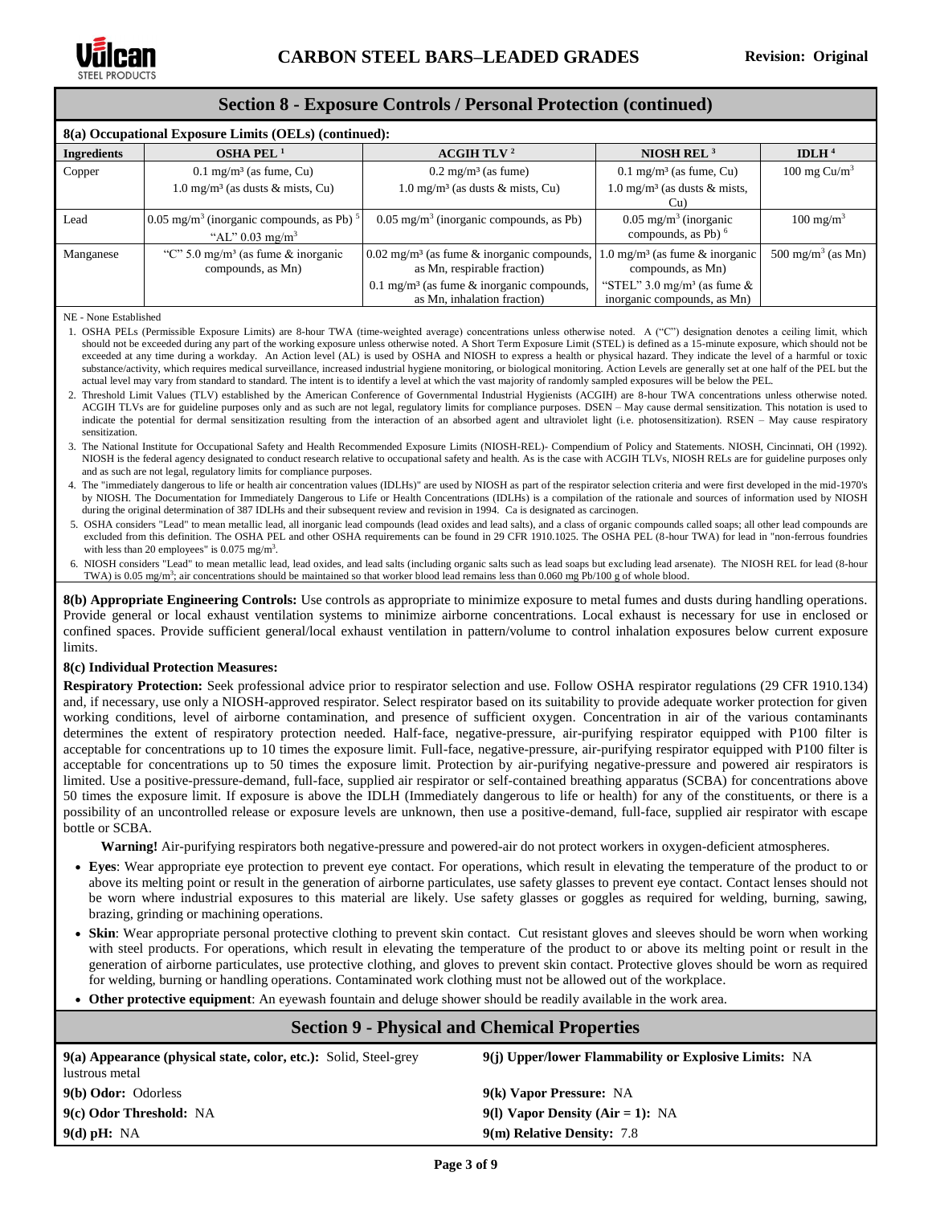## Section 8 - Exposure Controls / Personal Protection (continued)

### 8(a) Occupational Exposure Limits (OELs) (continued):

| Ingredients | OSHA PEL [1] | ACGIH TLV [2] | NIOSH REL [3] | IDLH [4] |
|---|---|---|---|---|
| Copper | 0.1 mg/m³ (as fume, Cu)<br>1.0 mg/m³ (as dusts & mists, Cu) | 0.2 mg/m³ (as fume)<br>1.0 mg/m³ (as dusts & mists, Cu) | 0.1 mg/m³ (as fume, Cu)<br>1.0 mg/m³ (as dusts & mists, Cu) | 100 mg Cu/m³ |
| Lead | 0.05 mg/m³ (inorganic compounds, as Pb) [5]<br>"AL" 0.03 mg/m³ | 0.05 mg/m³ (inorganic compounds, as Pb) | 0.05 mg/m³ (inorganic compounds, as Pb) [6] | 100 mg/m³ |
| Manganese | "C" 5.0 mg/m³ (as fume & inorganic compounds, as Mn) | 0.02 mg/m³ (as fume & inorganic compounds, as Mn, respirable fraction)<br>0.1 mg/m³ (as fume & inorganic compounds, as Mn, inhalation fraction) | 1.0 mg/m³ (as fume & inorganic compounds, as Mn)<br>"STEL" 3.0 mg/m³ (as fume & inorganic compounds, as Mn) | 500 mg/m³ (as Mn) |

NE - None Established

1. OSHA PELs (Permissible Exposure Limits) are 8-hour TWA (time-weighted average) concentrations unless otherwise noted. A ("C") designation denotes a ceiling limit, which should not be exceeded during any part of the working exposure unless otherwise noted. A Short Term Exposure Limit (STEL) is defined as a 15-minute exposure, which should not be exceeded at any time during a workday. An Action level (AL) is used by OSHA and NIOSH to express a health or physical hazard. They indicate the level of a harmful or toxic substance/activity, which requires medical surveillance, increased industrial hygiene monitoring, or biological monitoring. Action Levels are generally set at one half of the PEL but the actual level may vary from standard to standard. The intent is to identify a level at which the vast majority of randomly sampled exposures will be below the PEL.
2. Threshold Limit Values (TLV) established by the American Conference of Governmental Industrial Hygienists (ACGIH) are 8-hour TWA concentrations unless otherwise noted. ACGIH TLVs are for guideline purposes only and as such are not legal, regulatory limits for compliance purposes. DSEN – May cause dermal sensitization. This notation is used to indicate the potential for dermal sensitization resulting from the interaction of an absorbed agent and ultraviolet light (i.e. photosensitization). RSEN – May cause respiratory sensitization.
3. The National Institute for Occupational Safety and Health Recommended Exposure Limits (NIOSH-REL)- Compendium of Policy and Statements. NIOSH, Cincinnati, OH (1992). NIOSH is the federal agency designated to conduct research relative to occupational safety and health. As is the case with ACGIH TLVs, NIOSH RELs are for guideline purposes only and as such are not legal, regulatory limits for compliance purposes.
4. The "immediately dangerous to life or health air concentration values (IDLHs)" are used by NIOSH as part of the respirator selection criteria and were first developed in the mid-1970's by NIOSH. The Documentation for Immediately Dangerous to Life or Health Concentrations (IDLHs) is a compilation of the rationale and sources of information used by NIOSH during the original determination of 387 IDLHs and their subsequent review and revision in 1994. Ca is designated as carcinogen.
5. OSHA considers "Lead" to mean metallic lead, all inorganic lead compounds (lead oxides and lead salts), and a class of organic compounds called soaps; all other lead compounds are excluded from this definition. The OSHA PEL and other OSHA requirements can be found in 29 CFR 1910.1025. The OSHA PEL (8-hour TWA) for lead in "non-ferrous foundries with less than 20 employees" is 0.075 mg/m³.
6. NIOSH considers "Lead" to mean metallic lead, lead oxides, and lead salts (including organic salts such as lead soaps but excluding lead arsenate). The NIOSH REL for lead (8-hour TWA) is 0.05 mg/m³; air concentrations should be maintained so that worker blood lead remains less than 0.060 mg Pb/100 g of whole blood.

**8(b) Appropriate Engineering Controls:** Use controls as appropriate to minimize exposure to metal fumes and dusts during handling operations. Provide general or local exhaust ventilation systems to minimize airborne concentrations. Local exhaust is necessary for use in enclosed or confined spaces. Provide sufficient general/local exhaust ventilation in pattern/volume to control inhalation exposures below current exposure limits.

**8(c) Individual Protection Measures:**

**Respiratory Protection:** Seek professional advice prior to respirator selection and use. Follow OSHA respirator regulations (29 CFR 1910.134) and, if necessary, use only a NIOSH-approved respirator. Select respirator based on its suitability to provide adequate worker protection for given working conditions, level of airborne contamination, and presence of sufficient oxygen. Concentration in air of the various contaminants determines the extent of respiratory protection needed. Half-face, negative-pressure, air-purifying respirator equipped with P100 filter is acceptable for concentrations up to 10 times the exposure limit. Full-face, negative-pressure, air-purifying respirator equipped with P100 filter is acceptable for concentrations up to 50 times the exposure limit. Protection by air-purifying negative-pressure and powered air respirators is limited. Use a positive-pressure-demand, full-face, supplied air respirator or self-contained breathing apparatus (SCBA) for concentrations above 50 times the exposure limit. If exposure is above the IDLH (Immediately dangerous to life or health) for any of the constituents, or there is a possibility of an uncontrolled release or exposure levels are unknown, then use a positive-demand, full-face, supplied air respirator with escape bottle or SCBA.

**Warning!** Air-purifying respirators both negative-pressure and powered-air do not protect workers in oxygen-deficient atmospheres.

- **Eyes**: Wear appropriate eye protection to prevent eye contact. For operations, which result in elevating the temperature of the product to or above its melting point or result in the generation of airborne particulates, use safety glasses to prevent eye contact. Contact lenses should not be worn where industrial exposures to this material are likely. Use safety glasses or goggles as required for welding, burning, sawing, brazing, grinding or machining operations.
- **Skin**: Wear appropriate personal protective clothing to prevent skin contact. Cut resistant gloves and sleeves should be worn when working with steel products. For operations, which result in elevating the temperature of the product to or above its melting point or result in the generation of airborne particulates, use protective clothing, and gloves to prevent skin contact. Protective gloves should be worn as required for welding, burning or handling operations. Contaminated work clothing must not be allowed out of the workplace.
- **Other protective equipment**: An eyewash fountain and deluge shower should be readily available in the work area.

## Section 9 - Physical and Chemical Properties

**9(a) Appearance (physical state, color, etc.):** Solid, Steel-grey lustrous metal

**9(b) Odor:** Odorless

**9(c) Odor Threshold:** NA

**9(d) pH:** NA

**9(j) Upper/lower Flammability or Explosive Limits:** NA

**9(k) Vapor Pressure:** NA

**9(l) Vapor Density (Air = 1):** NA

**9(m) Relative Density:** 7.8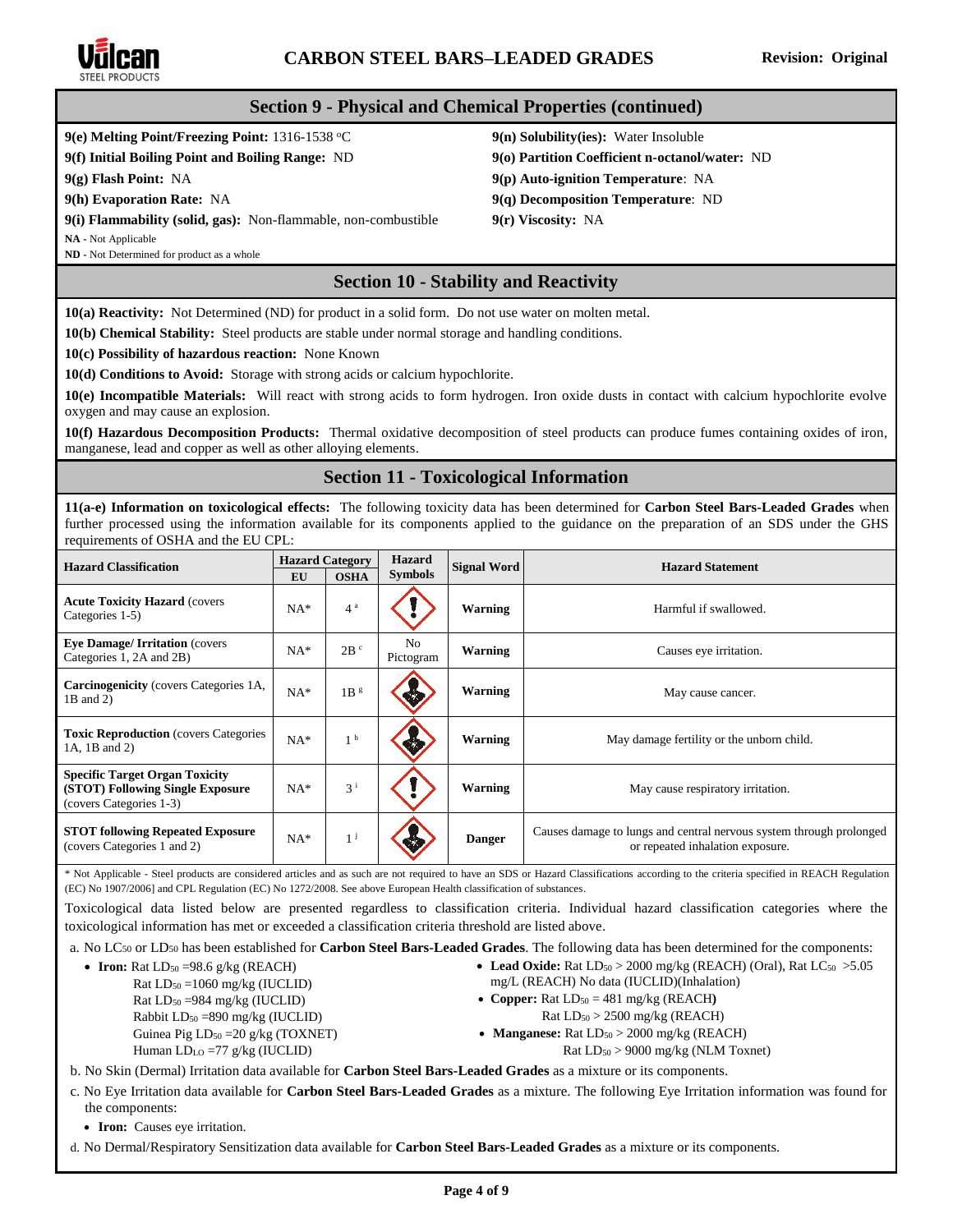## Section 9 - Physical and Chemical Properties (continued)

**9(e) Melting Point/Freezing Point:** 1316-1538 °C

**9(f) Initial Boiling Point and Boiling Range:** ND

**9(g) Flash Point:** NA

**9(h) Evaporation Rate:** NA

**9(i) Flammability (solid, gas):** Non-flammable, non-combustible

**9(n) Solubility(ies):** Water Insoluble

**9(o) Partition Coefficient n-octanol/water:** ND

**9(p) Auto-ignition Temperature**: NA

**9(q) Decomposition Temperature**: ND

**9(r) Viscosity:** NA

**NA** - Not Applicable
**ND** - Not Determined for product as a whole

## Section 10 - Stability and Reactivity

**10(a) Reactivity:** Not Determined (ND) for product in a solid form. Do not use water on molten metal.

**10(b) Chemical Stability:** Steel products are stable under normal storage and handling conditions.

**10(c) Possibility of hazardous reaction:** None Known

**10(d) Conditions to Avoid:** Storage with strong acids or calcium hypochlorite.

**10(e) Incompatible Materials:** Will react with strong acids to form hydrogen. Iron oxide dusts in contact with calcium hypochlorite evolve oxygen and may cause an explosion.

**10(f) Hazardous Decomposition Products:** Thermal oxidative decomposition of steel products can produce fumes containing oxides of iron, manganese, lead and copper as well as other alloying elements.

## Section 11 - Toxicological Information

**11(a-e) Information on toxicological effects:** The following toxicity data has been determined for **Carbon Steel Bars-Leaded Grades** when further processed using the information available for its components applied to the guidance on the preparation of an SDS under the GHS requirements of OSHA and the EU CPL:

| Hazard Classification | Hazard Category | | Hazard Symbols | Signal Word | Hazard Statement |
|---|---|---|---|---|---|
| | EU | OSHA | | | |
| **Acute Toxicity Hazard** (covers Categories 1-5) | NA* | 4 [a] | | **Warning** | Harmful if swallowed. |
| **Eye Damage/ Irritation** (covers Categories 1, 2A and 2B) | NA* | 2B [c] | No Pictogram | **Warning** | Causes eye irritation. |
| **Carcinogenicity** (covers Categories 1A, 1B and 2) | NA* | 1B [g] | | **Warning** | May cause cancer. |
| **Toxic Reproduction** (covers Categories 1A, 1B and 2) | NA* | 1 [h] | | **Warning** | May damage fertility or the unborn child. |
| **Specific Target Organ Toxicity (STOT) Following Single Exposure** (covers Categories 1-3) | NA* | 3 [i] | | **Warning** | May cause respiratory irritation. |
| **STOT following Repeated Exposure** (covers Categories 1 and 2) | NA* | 1 [j] | | **Danger** | Causes damage to lungs and central nervous system through prolonged or repeated inhalation exposure. |

\* Not Applicable - Steel products are considered articles and as such are not required to have an SDS or Hazard Classifications according to the criteria specified in REACH Regulation (EC) No 1907/2006] and CPL Regulation (EC) No 1272/2008. See above European Health classification of substances.

Toxicological data listed below are presented regardless to classification criteria. Individual hazard classification categories where the toxicological information has met or exceeded a classification criteria threshold are listed above.

a. No $LC_{50}$ or $LD_{50}$ has been established for **Carbon Steel Bars-Leaded Grades**. The following data has been determined for the components:

- **Iron:** Rat $LD_{50}$ =98.6 g/kg (REACH)
  Rat $LD_{50}$ =1060 mg/kg (IUCLID)
  Rat $LD_{50}$ =984 mg/kg (IUCLID)
  Rabbit $LD_{50}$ =890 mg/kg (IUCLID)
  Guinea Pig $LD_{50}$ =20 g/kg (TOXNET)
  Human $LD_{LO}$ =77 g/kg (IUCLID)
- **Lead Oxide:** Rat $LD_{50}$ > 2000 mg/kg (REACH) (Oral), Rat $LC_{50}$ >5.05 mg/L (REACH) No data (IUCLID)(Inhalation)
- **Copper:** Rat $LD_{50}$ = 481 mg/kg (REACH)
  Rat $LD_{50}$ > 2500 mg/kg (REACH)
- **Manganese:** Rat $LD_{50}$ > 2000 mg/kg (REACH)
  Rat $LD_{50}$ > 9000 mg/kg (NLM Toxnet)

b. No Skin (Dermal) Irritation data available for **Carbon Steel Bars-Leaded Grades** as a mixture or its components.

c. No Eye Irritation data available for **Carbon Steel Bars-Leaded Grades** as a mixture. The following Eye Irritation information was found for the components:

- **Iron:** Causes eye irritation.

d. No Dermal/Respiratory Sensitization data available for **Carbon Steel Bars-Leaded Grades** as a mixture or its components.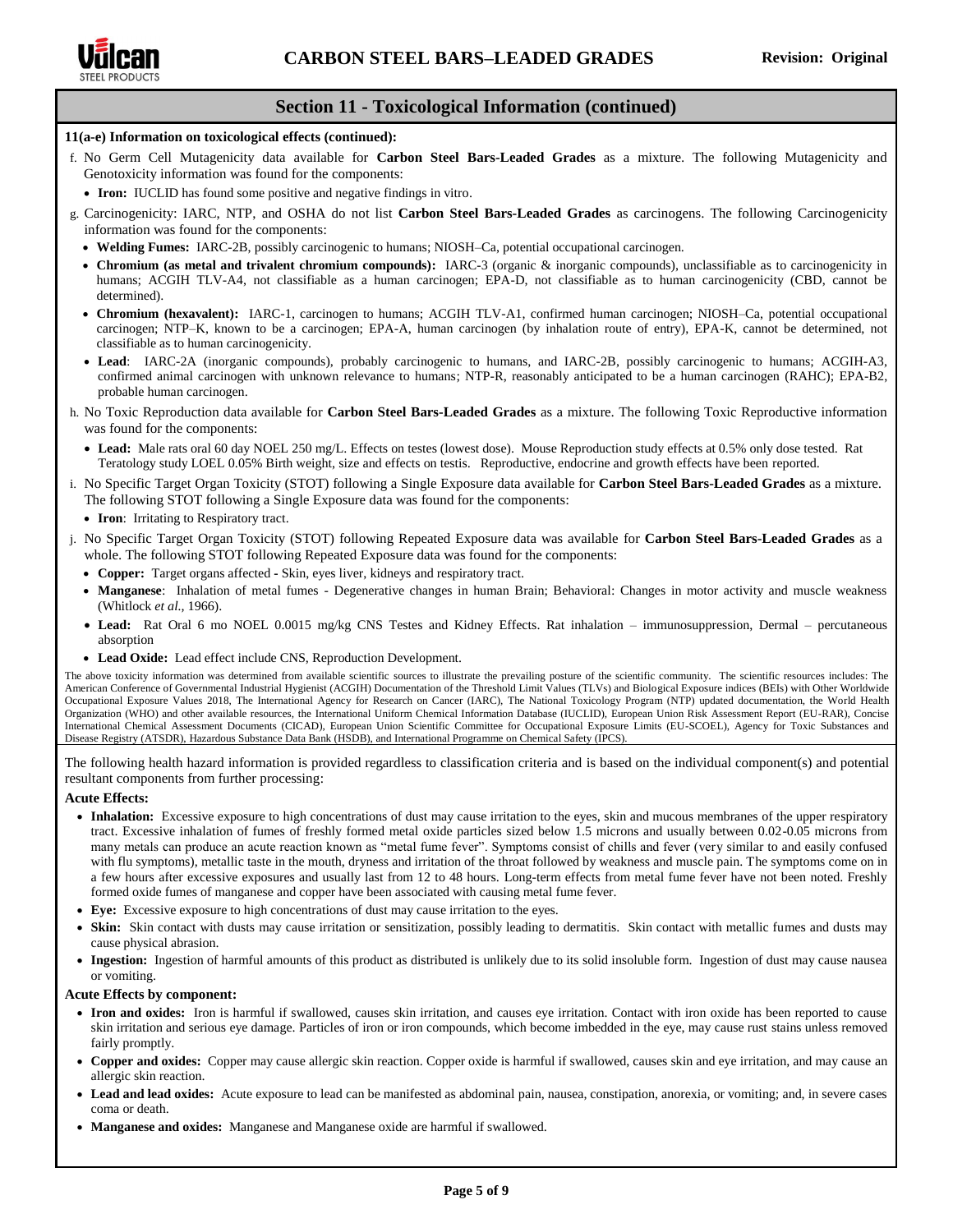## Section 11 - Toxicological Information (continued)

**11(a-e) Information on toxicological effects (continued):**

f. No Germ Cell Mutagenicity data available for **Carbon Steel Bars-Leaded Grades** as a mixture. The following Mutagenicity and Genotoxicity information was found for the components:
   - **Iron:** IUCLID has found some positive and negative findings in vitro.

g. Carcinogenicity: IARC, NTP, and OSHA do not list **Carbon Steel Bars-Leaded Grades** as carcinogens. The following Carcinogenicity information was found for the components:
   - **Welding Fumes:** IARC-2B, possibly carcinogenic to humans; NIOSH–Ca, potential occupational carcinogen.
   - **Chromium (as metal and trivalent chromium compounds):** IARC-3 (organic & inorganic compounds), unclassifiable as to carcinogenicity in humans; ACGIH TLV-A4, not classifiable as a human carcinogen; EPA-D, not classifiable as to human carcinogenicity (CBD, cannot be determined).
   - **Chromium (hexavalent):** IARC-1, carcinogen to humans; ACGIH TLV-A1, confirmed human carcinogen; NIOSH–Ca, potential occupational carcinogen; NTP–K, known to be a carcinogen; EPA-A, human carcinogen (by inhalation route of entry), EPA-K, cannot be determined, not classifiable as to human carcinogenicity.
   - **Lead**: IARC-2A (inorganic compounds), probably carcinogenic to humans, and IARC-2B, possibly carcinogenic to humans; ACGIH-A3, confirmed animal carcinogen with unknown relevance to humans; NTP-R, reasonably anticipated to be a human carcinogen (RAHC); EPA-B2, probable human carcinogen.

h. No Toxic Reproduction data available for **Carbon Steel Bars-Leaded Grades** as a mixture. The following Toxic Reproductive information was found for the components:
   - **Lead:** Male rats oral 60 day NOEL 250 mg/L. Effects on testes (lowest dose). Mouse Reproduction study effects at 0.5% only dose tested. Rat Teratology study LOEL 0.05% Birth weight, size and effects on testis. Reproductive, endocrine and growth effects have been reported.

i. No Specific Target Organ Toxicity (STOT) following a Single Exposure data available for **Carbon Steel Bars-Leaded Grades** as a mixture. The following STOT following a Single Exposure data was found for the components:
   - **Iron**: Irritating to Respiratory tract.

j. No Specific Target Organ Toxicity (STOT) following Repeated Exposure data was available for **Carbon Steel Bars-Leaded Grades** as a whole. The following STOT following Repeated Exposure data was found for the components:
   - **Copper:** Target organs affected - Skin, eyes liver, kidneys and respiratory tract.
   - **Manganese**: Inhalation of metal fumes - Degenerative changes in human Brain; Behavioral: Changes in motor activity and muscle weakness (Whitlock *et al.*, 1966).
   - **Lead:** Rat Oral 6 mo NOEL 0.0015 mg/kg CNS Testes and Kidney Effects. Rat inhalation – immunosuppression, Dermal – percutaneous absorption
   - **Lead Oxide:** Lead effect include CNS, Reproduction Development.

The above toxicity information was determined from available scientific sources to illustrate the prevailing posture of the scientific community. The scientific resources includes: The American Conference of Governmental Industrial Hygienist (ACGIH) Documentation of the Threshold Limit Values (TLVs) and Biological Exposure indices (BEIs) with Other Worldwide Occupational Exposure Values 2018, The International Agency for Research on Cancer (IARC), The National Toxicology Program (NTP) updated documentation, the World Health Organization (WHO) and other available resources, the International Uniform Chemical Information Database (IUCLID), European Union Risk Assessment Report (EU-RAR), Concise International Chemical Assessment Documents (CICAD), European Union Scientific Committee for Occupational Exposure Limits (EU-SCOEL), Agency for Toxic Substances and Disease Registry (ATSDR), Hazardous Substance Data Bank (HSDB), and International Programme on Chemical Safety (IPCS).

The following health hazard information is provided regardless to classification criteria and is based on the individual component(s) and potential resultant components from further processing:

**Acute Effects:**

- **Inhalation:** Excessive exposure to high concentrations of dust may cause irritation to the eyes, skin and mucous membranes of the upper respiratory tract. Excessive inhalation of fumes of freshly formed metal oxide particles sized below 1.5 microns and usually between 0.02-0.05 microns from many metals can produce an acute reaction known as "metal fume fever". Symptoms consist of chills and fever (very similar to and easily confused with flu symptoms), metallic taste in the mouth, dryness and irritation of the throat followed by weakness and muscle pain. The symptoms come on in a few hours after excessive exposures and usually last from 12 to 48 hours. Long-term effects from metal fume fever have not been noted. Freshly formed oxide fumes of manganese and copper have been associated with causing metal fume fever.
- **Eye:** Excessive exposure to high concentrations of dust may cause irritation to the eyes.
- **Skin:** Skin contact with dusts may cause irritation or sensitization, possibly leading to dermatitis. Skin contact with metallic fumes and dusts may cause physical abrasion.
- **Ingestion:** Ingestion of harmful amounts of this product as distributed is unlikely due to its solid insoluble form. Ingestion of dust may cause nausea or vomiting.

**Acute Effects by component:**

- **Iron and oxides:** Iron is harmful if swallowed, causes skin irritation, and causes eye irritation. Contact with iron oxide has been reported to cause skin irritation and serious eye damage. Particles of iron or iron compounds, which become imbedded in the eye, may cause rust stains unless removed fairly promptly.
- **Copper and oxides:** Copper may cause allergic skin reaction. Copper oxide is harmful if swallowed, causes skin and eye irritation, and may cause an allergic skin reaction.
- **Lead and lead oxides:** Acute exposure to lead can be manifested as abdominal pain, nausea, constipation, anorexia, or vomiting; and, in severe cases coma or death.
- **Manganese and oxides:** Manganese and Manganese oxide are harmful if swallowed.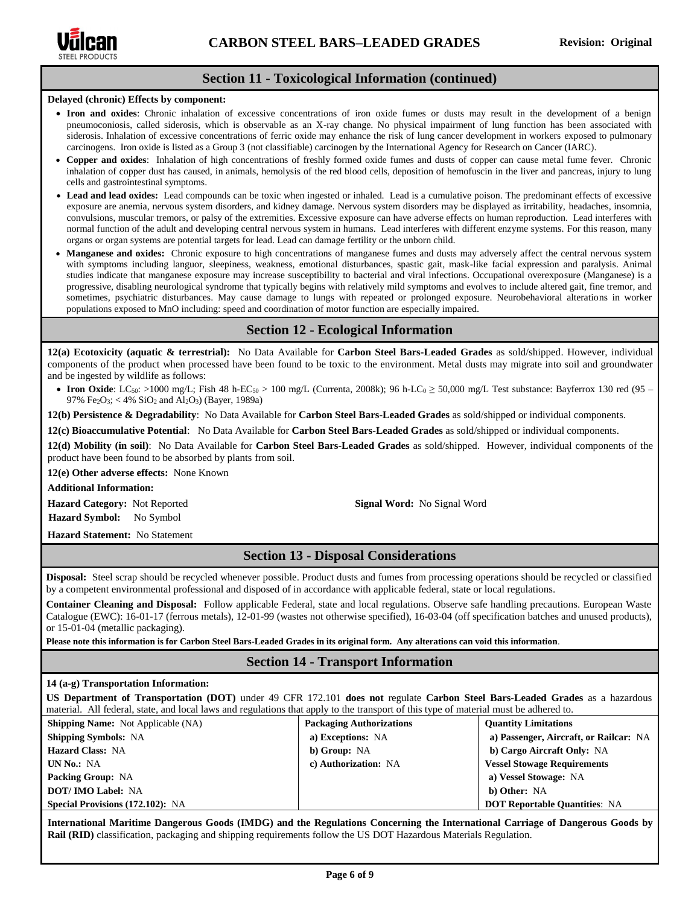## Section 11 - Toxicological Information (continued)

**Delayed (chronic) Effects by component:**

- **Iron and oxides**: Chronic inhalation of excessive concentrations of iron oxide fumes or dusts may result in the development of a benign pneumoconiosis, called siderosis, which is observable as an X-ray change. No physical impairment of lung function has been associated with siderosis. Inhalation of excessive concentrations of ferric oxide may enhance the risk of lung cancer development in workers exposed to pulmonary carcinogens. Iron oxide is listed as a Group 3 (not classifiable) carcinogen by the International Agency for Research on Cancer (IARC).
- **Copper and oxides**: Inhalation of high concentrations of freshly formed oxide fumes and dusts of copper can cause metal fume fever. Chronic inhalation of copper dust has caused, in animals, hemolysis of the red blood cells, deposition of hemofuscin in the liver and pancreas, injury to lung cells and gastrointestinal symptoms.
- **Lead and lead oxides:** Lead compounds can be toxic when ingested or inhaled. Lead is a cumulative poison. The predominant effects of excessive exposure are anemia, nervous system disorders, and kidney damage. Nervous system disorders may be displayed as irritability, headaches, insomnia, convulsions, muscular tremors, or palsy of the extremities. Excessive exposure can have adverse effects on human reproduction. Lead interferes with normal function of the adult and developing central nervous system in humans. Lead interferes with different enzyme systems. For this reason, many organs or organ systems are potential targets for lead. Lead can damage fertility or the unborn child.
- **Manganese and oxides:** Chronic exposure to high concentrations of manganese fumes and dusts may adversely affect the central nervous system with symptoms including languor, sleepiness, weakness, emotional disturbances, spastic gait, mask-like facial expression and paralysis. Animal studies indicate that manganese exposure may increase susceptibility to bacterial and viral infections. Occupational overexposure (Manganese) is a progressive, disabling neurological syndrome that typically begins with relatively mild symptoms and evolves to include altered gait, fine tremor, and sometimes, psychiatric disturbances. May cause damage to lungs with repeated or prolonged exposure. Neurobehavioral alterations in worker populations exposed to MnO including: speed and coordination of motor function are especially impaired.

## Section 12 - Ecological Information

**12(a) Ecotoxicity (aquatic & terrestrial):** No Data Available for **Carbon Steel Bars-Leaded Grades** as sold/shipped. However, individual components of the product when processed have been found to be toxic to the environment. Metal dusts may migrate into soil and groundwater and be ingested by wildlife as follows:

- **Iron Oxide**: $LC_{50}$: >1000 mg/L; Fish 48 h-$EC_{50}$ > 100 mg/L (Currenta, 2008k); 96 h-$LC_0 \geq$ 50,000 mg/L Test substance: Bayferrox 130 red (95 – 97% $Fe_2O_3$; < 4% $SiO_2$ and $Al_2O_3$) (Bayer, 1989a)

**12(b) Persistence & Degradability**: No Data Available for **Carbon Steel Bars-Leaded Grades** as sold/shipped or individual components.

**12(c) Bioaccumulative Potential**: No Data Available for **Carbon Steel Bars-Leaded Grades** as sold/shipped or individual components.

**12(d) Mobility (in soil)**: No Data Available for **Carbon Steel Bars-Leaded Grades** as sold/shipped. However, individual components of the product have been found to be absorbed by plants from soil.

**12(e) Other adverse effects:** None Known

**Additional Information:**

**Hazard Category:** Not Reported

**Signal Word:** No Signal Word

**Hazard Symbol:** No Symbol

**Hazard Statement:** No Statement

## Section 13 - Disposal Considerations

**Disposal:** Steel scrap should be recycled whenever possible. Product dusts and fumes from processing operations should be recycled or classified by a competent environmental professional and disposed of in accordance with applicable federal, state or local regulations.

**Container Cleaning and Disposal:** Follow applicable Federal, state and local regulations. Observe safe handling precautions. European Waste Catalogue (EWC): 16-01-17 (ferrous metals), 12-01-99 (wastes not otherwise specified), 16-03-04 (off specification batches and unused products), or 15-01-04 (metallic packaging).

**Please note this information is for Carbon Steel Bars-Leaded Grades in its original form. Any alterations can void this information**.

## Section 14 - Transport Information

**14 (a-g) Transportation Information:**

**US Department of Transportation (DOT)** under 49 CFR 172.101 **does not** regulate **Carbon Steel Bars-Leaded Grades** as a hazardous material. All federal, state, and local laws and regulations that apply to the transport of this type of material must be adhered to.

| **Shipping Name:** Not Applicable (NA) | **Packaging Authorizations** | **Quantity Limitations** |
|---|---|---|
| **Shipping Symbols:** NA | **a) Exceptions:** NA | **a) Passenger, Aircraft, or Railcar:** NA |
| **Hazard Class:** NA | **b) Group:** NA | **b) Cargo Aircraft Only:** NA |
| **UN No.:** NA | **c) Authorization:** NA | **Vessel Stowage Requirements** |
| **Packing Group:** NA | | **a) Vessel Stowage:** NA |
| **DOT/ IMO Label:** NA | | **b) Other:** NA |
| **Special Provisions (172.102):** NA | | **DOT Reportable Quantities**: NA |

**International Maritime Dangerous Goods (IMDG) and the Regulations Concerning the International Carriage of Dangerous Goods by Rail (RID)** classification, packaging and shipping requirements follow the US DOT Hazardous Materials Regulation.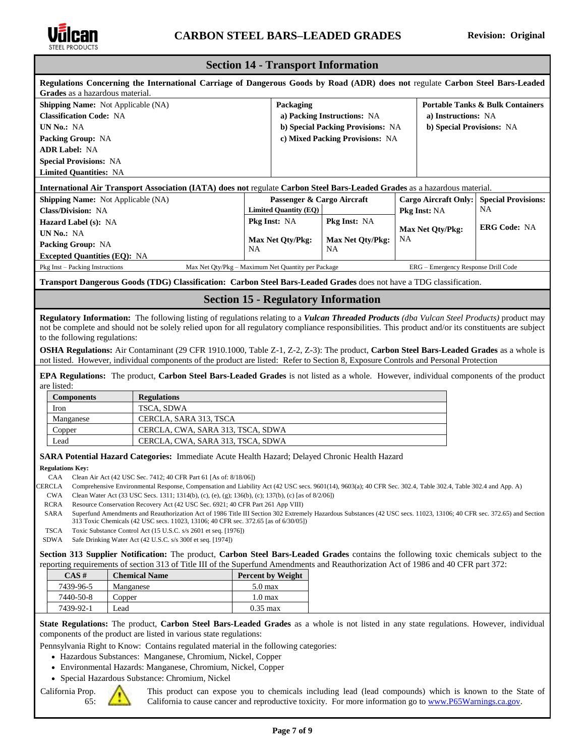## Section 14 - Transport Information

**Regulations Concerning the International Carriage of Dangerous Goods by Road (ADR) does not** regulate **Carbon Steel Bars-Leaded Grades** as a hazardous material.

| | Packaging | Portable Tanks & Bulk Containers |
|---|---|---|
| **Shipping Name:** Not Applicable (NA) | **a) Packing Instructions:** NA | **a) Instructions:** NA |
| **Classification Code:** NA | **b) Special Packing Provisions:** NA | **b) Special Provisions:** NA |
| **UN No.:** NA | **c) Mixed Packing Provisions:** NA | |
| **Packing Group:** NA | | |
| **ADR Label:** NA | | |
| **Special Provisions:** NA | | |
| **Limited Quantities:** NA | | |

**International Air Transport Association (IATA) does not** regulate **Carbon Steel Bars-Leaded Grades** as a hazardous material.

| | Passenger & Cargo Aircraft | | Cargo Aircraft Only: | Special Provisions: |
|---|---|---|---|---|
| **Shipping Name:** Not Applicable (NA) | **Limited Quantity (EQ)** | | **Pkg Inst:** NA | NA |
| **Class/Division:** NA | **Pkg Inst:** NA | **Pkg Inst:** NA | **Max Net Qty/Pkg:** NA | **ERG Code:** NA |
| **Hazard Label (s):** NA | **Max Net Qty/Pkg:** NA | **Max Net Qty/Pkg:** NA | | |
| **UN No.:** NA | | | | |
| **Packing Group:** NA | | | | |
| **Excepted Quantities (EQ):** NA | | | | |

Pkg Inst – Packing Instructions    Max Net Qty/Pkg – Maximum Net Quantity per Package    ERG – Emergency Response Drill Code

**Transport Dangerous Goods (TDG) Classification: Carbon Steel Bars-Leaded Grades** does not have a TDG classification.

## Section 15 - Regulatory Information

**Regulatory Information:** The following listing of regulations relating to a ***Vulcan Threaded Products*** *(dba Vulcan Steel Products)* product may not be complete and should not be solely relied upon for all regulatory compliance responsibilities. This product and/or its constituents are subject to the following regulations:

**OSHA Regulations:** Air Contaminant (29 CFR 1910.1000, Table Z-1, Z-2, Z-3): The product, **Carbon Steel Bars-Leaded Grades** as a whole is not listed. However, individual components of the product are listed: Refer to Section 8, Exposure Controls and Personal Protection

**EPA Regulations:** The product, **Carbon Steel Bars-Leaded Grades** is not listed as a whole. However, individual components of the product are listed:

| Components | Regulations |
|---|---|
| Iron | TSCA, SDWA |
| Manganese | CERCLA, SARA 313, TSCA |
| Copper | CERCLA, CWA, SARA 313, TSCA, SDWA |
| Lead | CERCLA, CWA, SARA 313, TSCA, SDWA |

**SARA Potential Hazard Categories:** Immediate Acute Health Hazard; Delayed Chronic Health Hazard

**Regulations Key:**

- CAA Clean Air Act (42 USC Sec. 7412; 40 CFR Part 61 [As of: 8/18/06])
- CERCLA Comprehensive Environmental Response, Compensation and Liability Act (42 USC secs. 9601(14), 9603(a); 40 CFR Sec. 302.4, Table 302.4, Table 302.4 and App. A)
- CWA Clean Water Act (33 USC Secs. 1311; 1314(b), (c), (e), (g); 136(b), (c); 137(b), (c) [as of 8/2/06])
- RCRA Resource Conservation Recovery Act (42 USC Sec. 6921; 40 CFR Part 261 App VIII)
- SARA Superfund Amendments and Reauthorization Act of 1986 Title III Section 302 Extremely Hazardous Substances (42 USC secs. 11023, 13106; 40 CFR sec. 372.65) and Section 313 Toxic Chemicals (42 USC secs. 11023, 13106; 40 CFR sec. 372.65 [as of 6/30/05])
- TSCA Toxic Substance Control Act (15 U.S.C. s/s 2601 et seq. [1976])
- SDWA Safe Drinking Water Act (42 U.S.C. s/s 300f et seq. [1974])

**Section 313 Supplier Notification:** The product, **Carbon Steel Bars-Leaded Grades** contains the following toxic chemicals subject to the reporting requirements of section 313 of Title III of the Superfund Amendments and Reauthorization Act of 1986 and 40 CFR part 372:

| CAS # | Chemical Name | Percent by Weight |
|---|---|---|
| 7439-96-5 | Manganese | 5.0 max |
| 7440-50-8 | Copper | 1.0 max |
| 7439-92-1 | Lead | 0.35 max |

**State Regulations:** The product, **Carbon Steel Bars-Leaded Grades** as a whole is not listed in any state regulations. However, individual components of the product are listed in various state regulations:

Pennsylvania Right to Know: Contains regulated material in the following categories:

- Hazardous Substances: Manganese, Chromium, Nickel, Copper
- Environmental Hazards: Manganese, Chromium, Nickel, Copper
- Special Hazardous Substance: Chromium, Nickel

California Prop. 65: This product can expose you to chemicals including lead (lead compounds) which is known to the State of California to cause cancer and reproductive toxicity. For more information go to www.P65Warnings.ca.gov.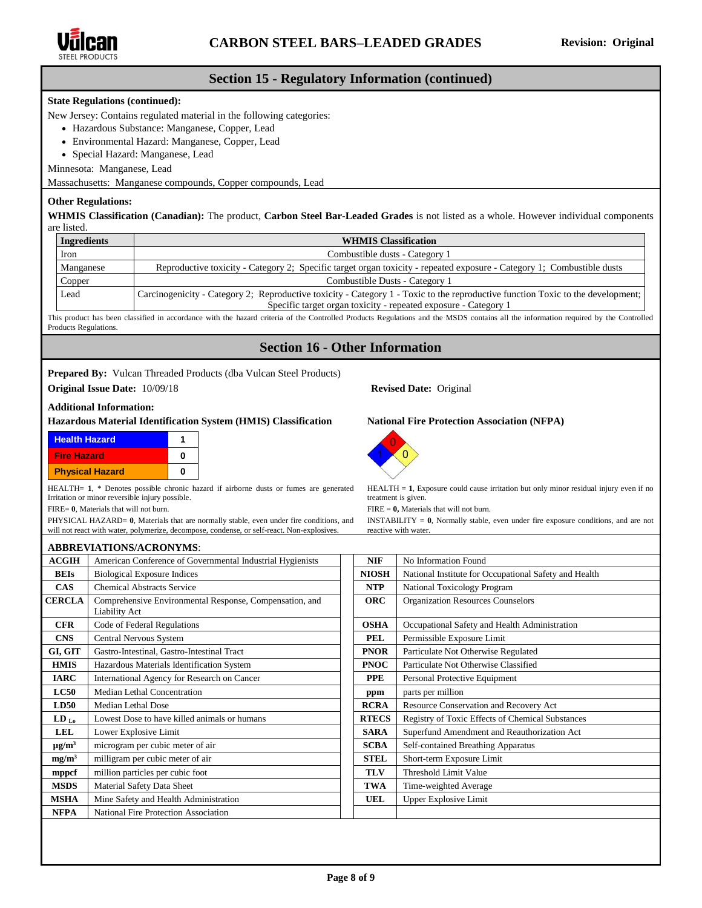## Section 15 - Regulatory Information (continued)

**State Regulations (continued):**

New Jersey: Contains regulated material in the following categories:

- Hazardous Substance: Manganese, Copper, Lead
- Environmental Hazard: Manganese, Copper, Lead
- Special Hazard: Manganese, Lead

Minnesota: Manganese, Lead

Massachusetts: Manganese compounds, Copper compounds, Lead

**Other Regulations:**

**WHMIS Classification (Canadian):** The product, **Carbon Steel Bar-Leaded Grades** is not listed as a whole. However individual components are listed.

| Ingredients | WHMIS Classification |
|---|---|
| Iron | Combustible dusts - Category 1 |
| Manganese | Reproductive toxicity - Category 2; Specific target organ toxicity - repeated exposure - Category 1; Combustible dusts |
| Copper | Combustible Dusts - Category 1 |
| Lead | Carcinogenicity - Category 2; Reproductive toxicity - Category 1 - Toxic to the reproductive function Toxic to the development; Specific target organ toxicity - repeated exposure - Category 1 |

This product has been classified in accordance with the hazard criteria of the Controlled Products Regulations and the MSDS contains all the information required by the Controlled Products Regulations.

## Section 16 - Other Information

**Prepared By:** Vulcan Threaded Products (dba Vulcan Steel Products)

**Original Issue Date:** 10/09/18

**Revised Date:** Original

**Additional Information:**

**Hazardous Material Identification System (HMIS) Classification**

| Health Hazard | 1 |
|---|---|
| Fire Hazard | 0 |
| Physical Hazard | 0 |

HEALTH= **1**, * Denotes possible chronic hazard if airborne dusts or fumes are generated Irritation or minor reversible injury possible.

FIRE= **0**, Materials that will not burn.

PHYSICAL HAZARD= **0**, Materials that are normally stable, even under fire conditions, and will not react with water, polymerize, decompose, condense, or self-react. Non-explosives.

**National Fire Protection Association (NFPA)**

Health: 1, Fire: 0, Instability: 0

HEALTH = **1**, Exposure could cause irritation but only minor residual injury even if no treatment is given.

FIRE = **0,** Materials that will not burn.

INSTABILITY = **0**, Normally stable, even under fire exposure conditions, and are not reactive with water.

**ABBREVIATIONS/ACRONYMS**:

| Acronym | Meaning | Acronym | Meaning |
|---|---|---|---|
| **ACGIH** | American Conference of Governmental Industrial Hygienists | **NIF** | No Information Found |
| **BEIs** | Biological Exposure Indices | **NIOSH** | National Institute for Occupational Safety and Health |
| **CAS** | Chemical Abstracts Service | **NTP** | National Toxicology Program |
| **CERCLA** | Comprehensive Environmental Response, Compensation, and Liability Act | **ORC** | Organization Resources Counselors |
| **CFR** | Code of Federal Regulations | **OSHA** | Occupational Safety and Health Administration |
| **CNS** | Central Nervous System | **PEL** | Permissible Exposure Limit |
| **GI, GIT** | Gastro-Intestinal, Gastro-Intestinal Tract | **PNOR** | Particulate Not Otherwise Regulated |
| **HMIS** | Hazardous Materials Identification System | **PNOC** | Particulate Not Otherwise Classified |
| **IARC** | International Agency for Research on Cancer | **PPE** | Personal Protective Equipment |
| **LC50** | Median Lethal Concentration | **ppm** | parts per million |
| **LD50** | Median Lethal Dose | **RCRA** | Resource Conservation and Recovery Act |
| **$LD_{Lo}$** | Lowest Dose to have killed animals or humans | **RTECS** | Registry of Toxic Effects of Chemical Substances |
| **LEL** | Lower Explosive Limit | **SARA** | Superfund Amendment and Reauthorization Act |
| **$\mu g/m^3$** | microgram per cubic meter of air | **SCBA** | Self-contained Breathing Apparatus |
| **$mg/m^3$** | milligram per cubic meter of air | **STEL** | Short-term Exposure Limit |
| **mppcf** | million particles per cubic foot | **TLV** | Threshold Limit Value |
| **MSDS** | Material Safety Data Sheet | **TWA** | Time-weighted Average |
| **MSHA** | Mine Safety and Health Administration | **UEL** | Upper Explosive Limit |
| **NFPA** | National Fire Protection Association | | |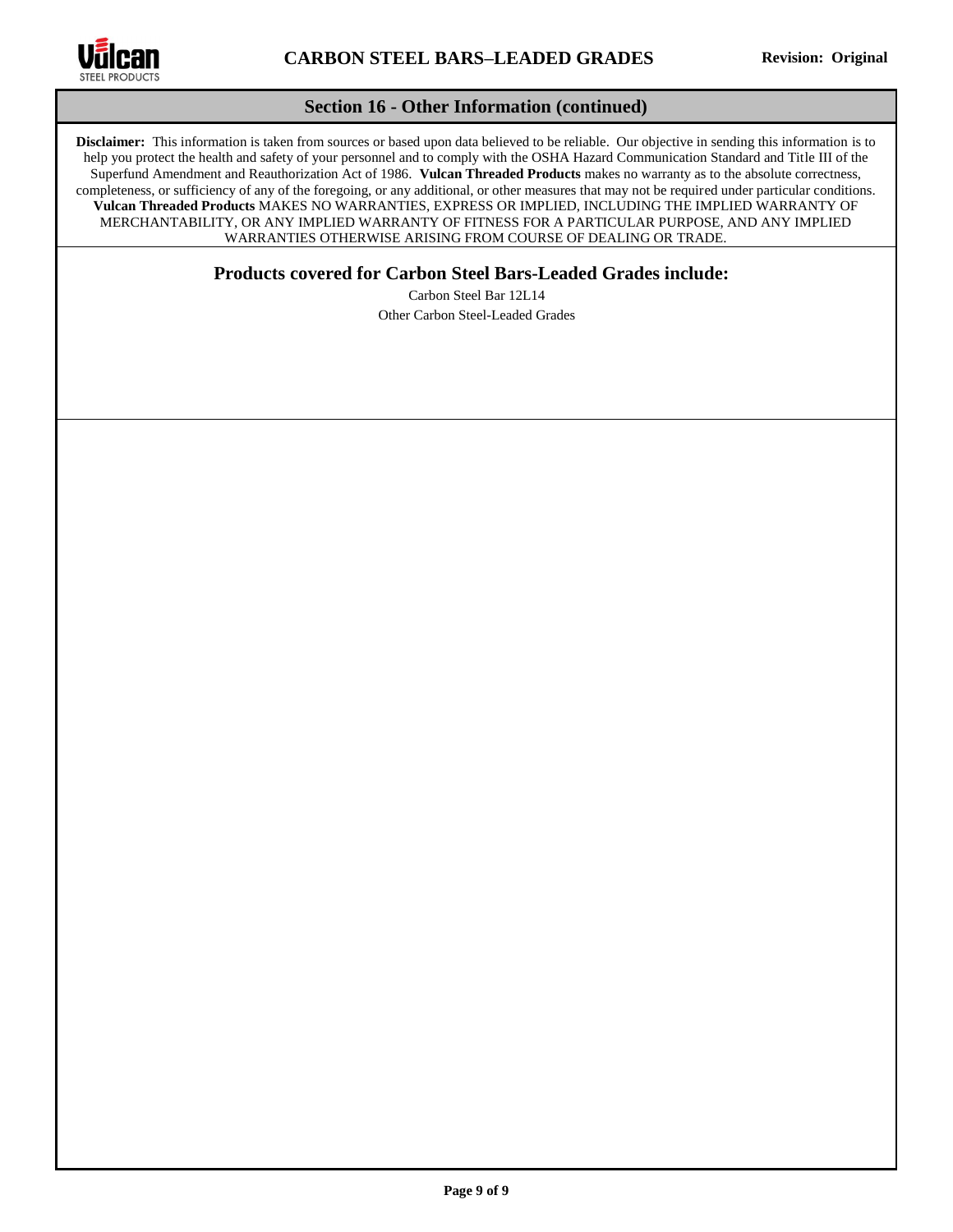## Section 16 - Other Information (continued)

**Disclaimer:** This information is taken from sources or based upon data believed to be reliable. Our objective in sending this information is to help you protect the health and safety of your personnel and to comply with the OSHA Hazard Communication Standard and Title III of the Superfund Amendment and Reauthorization Act of 1986. **Vulcan Threaded Products** makes no warranty as to the absolute correctness, completeness, or sufficiency of any of the foregoing, or any additional, or other measures that may not be required under particular conditions. **Vulcan Threaded Products** MAKES NO WARRANTIES, EXPRESS OR IMPLIED, INCLUDING THE IMPLIED WARRANTY OF MERCHANTABILITY, OR ANY IMPLIED WARRANTY OF FITNESS FOR A PARTICULAR PURPOSE, AND ANY IMPLIED WARRANTIES OTHERWISE ARISING FROM COURSE OF DEALING OR TRADE.

### Products covered for Carbon Steel Bars-Leaded Grades include:

Carbon Steel Bar 12L14

Other Carbon Steel-Leaded Grades